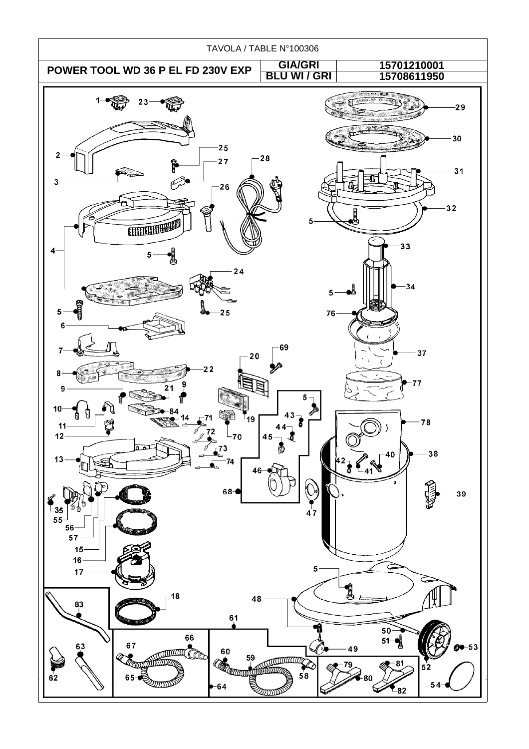TAVOLA / TABLE N°100306

| POWER TOOL WD 36 P EL FD 230V EXP | GIA/GRI | 15701210001 |
|---|---|---|
| | BLU WI / GRI | 15708611950 |

1, 2, 3, 4, 5, 6, 7, 8, 9, 10, 11, 12, 13, 14, 15, 16, 17, 18, 19, 20, 21, 22, 23, 24, 25, 26, 27, 28, 29, 30, 31, 32, 33, 34, 35, 37, 38, 39, 40, 41, 42, 43, 44, 45, 46, 47, 48, 49, 50, 51, 52, 53, 54, 55, 56, 57, 58, 59, 60, 61, 62, 63, 64, 65, 66, 67, 68, 69, 70, 71, 72, 73, 74, 76, 77, 78, 79, 80, 81, 82, 83, 84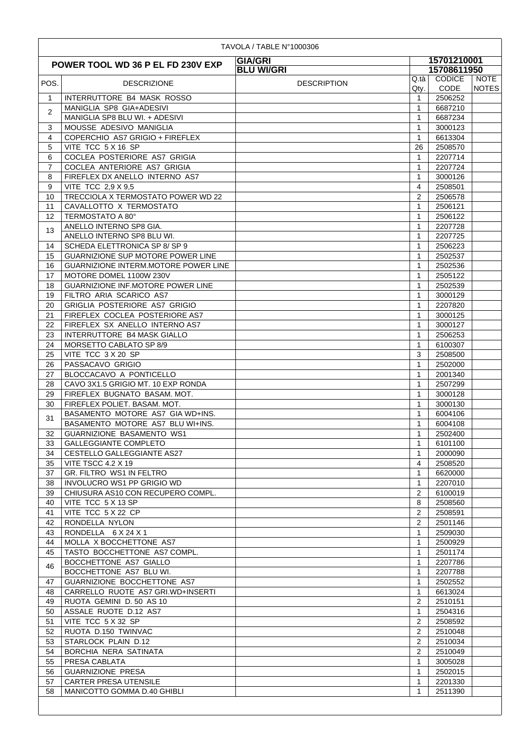TAVOLA / TABLE N°1000306

| POWER TOOL WD 36 P EL FD 230V EXP | | GIA/GRI | 15701210001 | | |
|---|---|---|---|---|---|
| | | BLU WI/GRI | 15708611950 | | |
| POS. | DESCRIZIONE | DESCRIPTION | Q.tà Qty. | CODICE CODE | NOTE NOTES |
| 1 | INTERRUTTORE B4 MASK ROSSO | | 1 | 2506252 | |
| 2 | MANIGLIA SP8 GIA+ADESIVI | | 1 | 6687210 | |
| | MANIGLIA SP8 BLU WI. + ADESIVI | | 1 | 6687234 | |
| 3 | MOUSSE ADESIVO MANIGLIA | | 1 | 3000123 | |
| 4 | COPERCHIO AS7 GRIGIO + FIREFLEX | | 1 | 6613304 | |
| 5 | VITE TCC 5 X 16 SP | | 26 | 2508570 | |
| 6 | COCLEA POSTERIORE AS7 GRIGIA | | 1 | 2207714 | |
| 7 | COCLEA ANTERIORE AS7 GRIGIA | | 1 | 2207724 | |
| 8 | FIREFLEX DX ANELLO INTERNO AS7 | | 1 | 3000126 | |
| 9 | VITE TCC 2,9 X 9,5 | | 4 | 2508501 | |
| 10 | TRECCIOLA X TERMOSTATO POWER WD 22 | | 2 | 2506578 | |
| 11 | CAVALLOTTO X TERMOSTATO | | 1 | 2506121 | |
| 12 | TERMOSTATO A 80° | | 1 | 2506122 | |
| 13 | ANELLO INTERNO SP8 GIA. | | 1 | 2207728 | |
| | ANELLO INTERNO SP8 BLU WI. | | 1 | 2207725 | |
| 14 | SCHEDA ELETTRONICA SP 8/ SP 9 | | 1 | 2506223 | |
| 15 | GUARNIZIONE SUP MOTORE POWER LINE | | 1 | 2502537 | |
| 16 | GUARNIZIONE INTERM.MOTORE POWER LINE | | 1 | 2502536 | |
| 17 | MOTORE DOMEL 1100W 230V | | 1 | 2505122 | |
| 18 | GUARNIZIONE INF.MOTORE POWER LINE | | 1 | 2502539 | |
| 19 | FILTRO ARIA SCARICO AS7 | | 1 | 3000129 | |
| 20 | GRIGLIA POSTERIORE AS7 GRIGIO | | 1 | 2207820 | |
| 21 | FIREFLEX COCLEA POSTERIORE AS7 | | 1 | 3000125 | |
| 22 | FIREFLEX SX ANELLO INTERNO AS7 | | 1 | 3000127 | |
| 23 | INTERRUTTORE B4 MASK GIALLO | | 1 | 2506253 | |
| 24 | MORSETTO CABLATO SP 8/9 | | 1 | 6100307 | |
| 25 | VITE TCC 3 X 20 SP | | 3 | 2508500 | |
| 26 | PASSACAVO GRIGIO | | 1 | 2502000 | |
| 27 | BLOCCACAVO A PONTICELLO | | 1 | 2001340 | |
| 28 | CAVO 3X1.5 GRIGIO MT. 10 EXP RONDA | | 1 | 2507299 | |
| 29 | FIREFLEX BUGNATO BASAM. MOT. | | 1 | 3000128 | |
| 30 | FIREFLEX POLIET. BASAM. MOT. | | 1 | 3000130 | |
| 31 | BASAMENTO MOTORE AS7 GIA WD+INS. | | 1 | 6004106 | |
| | BASAMENTO MOTORE AS7 BLU WI+INS. | | 1 | 6004108 | |
| 32 | GUARNIZIONE BASAMENTO WS1 | | 1 | 2502400 | |
| 33 | GALLEGGIANTE COMPLETO | | 1 | 6101100 | |
| 34 | CESTELLO GALLEGGIANTE AS27 | | 1 | 2000090 | |
| 35 | VITE TSCC 4.2 X 19 | | 4 | 2508520 | |
| 37 | GR. FILTRO WS1 IN FELTRO | | 1 | 6620000 | |
| 38 | INVOLUCRO WS1 PP GRIGIO WD | | 1 | 2207010 | |
| 39 | CHIUSURA AS10 CON RECUPERO COMPL. | | 2 | 6100019 | |
| 40 | VITE TCC 5 X 13 SP | | 8 | 2508560 | |
| 41 | VITE TCC 5 X 22 CP | | 2 | 2508591 | |
| 42 | RONDELLA NYLON | | 2 | 2501146 | |
| 43 | RONDELLA 6 X 24 X 1 | | 1 | 2509030 | |
| 44 | MOLLA X BOCCHETTONE AS7 | | 1 | 2500929 | |
| 45 | TASTO BOCCHETTONE AS7 COMPL. | | 1 | 2501174 | |
| 46 | BOCCHETTONE AS7 GIALLO | | 1 | 2207786 | |
| | BOCCHETTONE AS7 BLU WI. | | 1 | 2207788 | |
| 47 | GUARNIZIONE BOCCHETTONE AS7 | | 1 | 2502552 | |
| 48 | CARRELLO RUOTE AS7 GRI.WD+INSERTI | | 1 | 6613024 | |
| 49 | RUOTA GEMINI D. 50 AS 10 | | 2 | 2510151 | |
| 50 | ASSALE RUOTE D.12 AS7 | | 1 | 2504316 | |
| 51 | VITE TCC 5 X 32 SP | | 2 | 2508592 | |
| 52 | RUOTA D.150 TWINVAC | | 2 | 2510048 | |
| 53 | STARLOCK PLAIN D.12 | | 2 | 2510034 | |
| 54 | BORCHIA NERA SATINATA | | 2 | 2510049 | |
| 55 | PRESA CABLATA | | 1 | 3005028 | |
| 56 | GUARNIZIONE PRESA | | 1 | 2502015 | |
| 57 | CARTER PRESA UTENSILE | | 1 | 2201330 | |
| 58 | MANICOTTO GOMMA D.40 GHIBLI | | 1 | 2511390 | |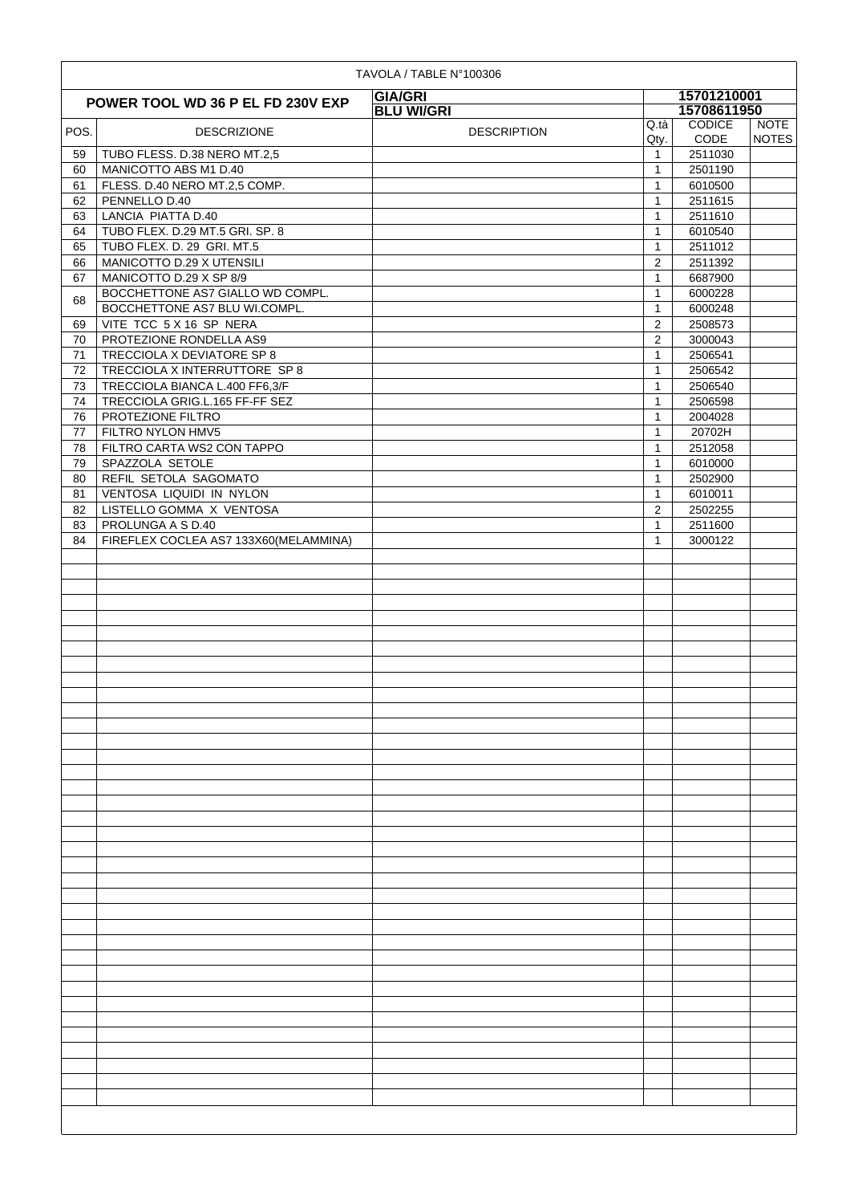TAVOLA / TABLE N°100306

| POWER TOOL WD 36 P EL FD 230V EXP | | GIA/GRI<br>BLU WI/GRI | 15701210001<br>15708611950 | | |
|---|---|---|---|---|---|
| POS. | DESCRIZIONE | DESCRIPTION | Q.tà<br>Qty. | CODICE<br>CODE | NOTE<br>NOTES |
| 59 | TUBO FLESS. D.38 NERO MT.2,5 | | 1 | 2511030 | |
| 60 | MANICOTTO ABS M1 D.40 | | 1 | 2501190 | |
| 61 | FLESS. D.40 NERO MT.2,5 COMP. | | 1 | 6010500 | |
| 62 | PENNELLO D.40 | | 1 | 2511615 | |
| 63 | LANCIA PIATTA D.40 | | 1 | 2511610 | |
| 64 | TUBO FLEX. D.29 MT.5 GRI. SP. 8 | | 1 | 6010540 | |
| 65 | TUBO FLEX. D. 29 GRI. MT.5 | | 1 | 2511012 | |
| 66 | MANICOTTO D.29 X UTENSILI | | 2 | 2511392 | |
| 67 | MANICOTTO D.29 X SP 8/9 | | 1 | 6687900 | |
| 68 | BOCCHETTONE AS7 GIALLO WD COMPL. | | 1 | 6000228 | |
| | BOCCHETTONE AS7 BLU WI.COMPL. | | 1 | 6000248 | |
| 69 | VITE TCC 5 X 16 SP NERA | | 2 | 2508573 | |
| 70 | PROTEZIONE RONDELLA AS9 | | 2 | 3000043 | |
| 71 | TRECCIOLA X DEVIATORE SP 8 | | 1 | 2506541 | |
| 72 | TRECCIOLA X INTERRUTTORE SP 8 | | 1 | 2506542 | |
| 73 | TRECCIOLA BIANCA L.400 FF6,3/F | | 1 | 2506540 | |
| 74 | TRECCIOLA GRIG.L.165 FF-FF SEZ | | 1 | 2506598 | |
| 76 | PROTEZIONE FILTRO | | 1 | 2004028 | |
| 77 | FILTRO NYLON HMV5 | | 1 | 20702H | |
| 78 | FILTRO CARTA WS2 CON TAPPO | | 1 | 2512058 | |
| 79 | SPAZZOLA SETOLE | | 1 | 6010000 | |
| 80 | REFIL SETOLA SAGOMATO | | 1 | 2502900 | |
| 81 | VENTOSA LIQUIDI IN NYLON | | 1 | 6010011 | |
| 82 | LISTELLO GOMMA X VENTOSA | | 2 | 2502255 | |
| 83 | PROLUNGA A S D.40 | | 1 | 2511600 | |
| 84 | FIREFLEX COCLEA AS7 133X60(MELAMMINA) | | 1 | 3000122 | |